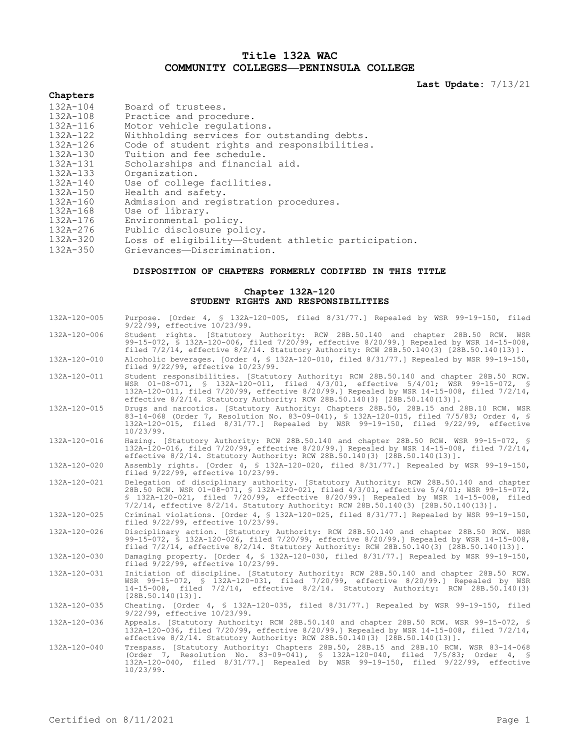# Title 132A WAC
# COMMUNITY COLLEGES—PENINSULA COLLEGE

**Last Update:** 7/13/21

**Chapters**

| | |
|---|---|
| 132A-104 | Board of trustees. |
| 132A-108 | Practice and procedure. |
| 132A-116 | Motor vehicle regulations. |
| 132A-122 | Withholding services for outstanding debts. |
| 132A-126 | Code of student rights and responsibilities. |
| 132A-130 | Tuition and fee schedule. |
| 132A-131 | Scholarships and financial aid. |
| 132A-133 | Organization. |
| 132A-140 | Use of college facilities. |
| 132A-150 | Health and safety. |
| 132A-160 | Admission and registration procedures. |
| 132A-168 | Use of library. |
| 132A-176 | Environmental policy. |
| 132A-276 | Public disclosure policy. |
| 132A-320 | Loss of eligibility—Student athletic participation. |
| 132A-350 | Grievances—Discrimination. |

## DISPOSITION OF CHAPTERS FORMERLY CODIFIED IN THIS TITLE

### Chapter 132A-120
### STUDENT RIGHTS AND RESPONSIBILITIES

| | |
|---|---|
| 132A-120-005 | Purpose. [Order 4, § 132A-120-005, filed 8/31/77.] Repealed by WSR 99-19-150, filed 9/22/99, effective 10/23/99. |
| 132A-120-006 | Student rights. [Statutory Authority: RCW 28B.50.140 and chapter 28B.50 RCW. WSR 99-15-072, § 132A-120-006, filed 7/20/99, effective 8/20/99.] Repealed by WSR 14-15-008, filed 7/2/14, effective 8/2/14. Statutory Authority: RCW 28B.50.140(3) [28B.50.140(13)]. |
| 132A-120-010 | Alcoholic beverages. [Order 4, § 132A-120-010, filed 8/31/77.] Repealed by WSR 99-19-150, filed 9/22/99, effective 10/23/99. |
| 132A-120-011 | Student responsibilities. [Statutory Authority: RCW 28B.50.140 and chapter 28B.50 RCW. WSR 01-08-071, § 132A-120-011, filed 4/3/01, effective 5/4/01; WSR 99-15-072, § 132A-120-011, filed 7/20/99, effective 8/20/99.] Repealed by WSR 14-15-008, filed 7/2/14, effective 8/2/14. Statutory Authority: RCW 28B.50.140(3) [28B.50.140(13)]. |
| 132A-120-015 | Drugs and narcotics. [Statutory Authority: Chapters 28B.50, 28B.15 and 28B.10 RCW. WSR 83-14-068 (Order 7, Resolution No. 83-09-041), § 132A-120-015, filed 7/5/83; Order 4, § 132A-120-015, filed 8/31/77.] Repealed by WSR 99-19-150, filed 9/22/99, effective 10/23/99. |
| 132A-120-016 | Hazing. [Statutory Authority: RCW 28B.50.140 and chapter 28B.50 RCW. WSR 99-15-072, § 132A-120-016, filed 7/20/99, effective 8/20/99.] Repealed by WSR 14-15-008, filed 7/2/14, effective 8/2/14. Statutory Authority: RCW 28B.50.140(3) [28B.50.140(13)]. |
| 132A-120-020 | Assembly rights. [Order 4, § 132A-120-020, filed 8/31/77.] Repealed by WSR 99-19-150, filed 9/22/99, effective 10/23/99. |
| 132A-120-021 | Delegation of disciplinary authority. [Statutory Authority: RCW 28B.50.140 and chapter 28B.50 RCW. WSR 01-08-071, § 132A-120-021, filed 4/3/01, effective 5/4/01; WSR 99-15-072, § 132A-120-021, filed 7/20/99, effective 8/20/99.] Repealed by WSR 14-15-008, filed 7/2/14, effective 8/2/14. Statutory Authority: RCW 28B.50.140(3) [28B.50.140(13)]. |
| 132A-120-025 | Criminal violations. [Order 4, § 132A-120-025, filed 8/31/77.] Repealed by WSR 99-19-150, filed 9/22/99, effective 10/23/99. |
| 132A-120-026 | Disciplinary action. [Statutory Authority: RCW 28B.50.140 and chapter 28B.50 RCW. WSR 99-15-072, § 132A-120-026, filed 7/20/99, effective 8/20/99.] Repealed by WSR 14-15-008, filed 7/2/14, effective 8/2/14. Statutory Authority: RCW 28B.50.140(3) [28B.50.140(13)]. |
| 132A-120-030 | Damaging property. [Order 4, § 132A-120-030, filed 8/31/77.] Repealed by WSR 99-19-150, filed 9/22/99, effective 10/23/99. |
| 132A-120-031 | Initiation of discipline. [Statutory Authority: RCW 28B.50.140 and chapter 28B.50 RCW. WSR 99-15-072, § 132A-120-031, filed 7/20/99, effective 8/20/99.] Repealed by WSR 14-15-008, filed 7/2/14, effective 8/2/14. Statutory Authority: RCW 28B.50.140(3) [28B.50.140(13)]. |
| 132A-120-035 | Cheating. [Order 4, § 132A-120-035, filed 8/31/77.] Repealed by WSR 99-19-150, filed 9/22/99, effective 10/23/99. |
| 132A-120-036 | Appeals. [Statutory Authority: RCW 28B.50.140 and chapter 28B.50 RCW. WSR 99-15-072, § 132A-120-036, filed 7/20/99, effective 8/20/99.] Repealed by WSR 14-15-008, filed 7/2/14, effective 8/2/14. Statutory Authority: RCW 28B.50.140(3) [28B.50.140(13)]. |
| 132A-120-040 | Trespass. [Statutory Authority: Chapters 28B.50, 28B.15 and 28B.10 RCW. WSR 83-14-068 (Order 7, Resolution No. 83-09-041), § 132A-120-040, filed 7/5/83; Order 4, § 132A-120-040, filed 8/31/77.] Repealed by WSR 99-19-150, filed 9/22/99, effective 10/23/99. |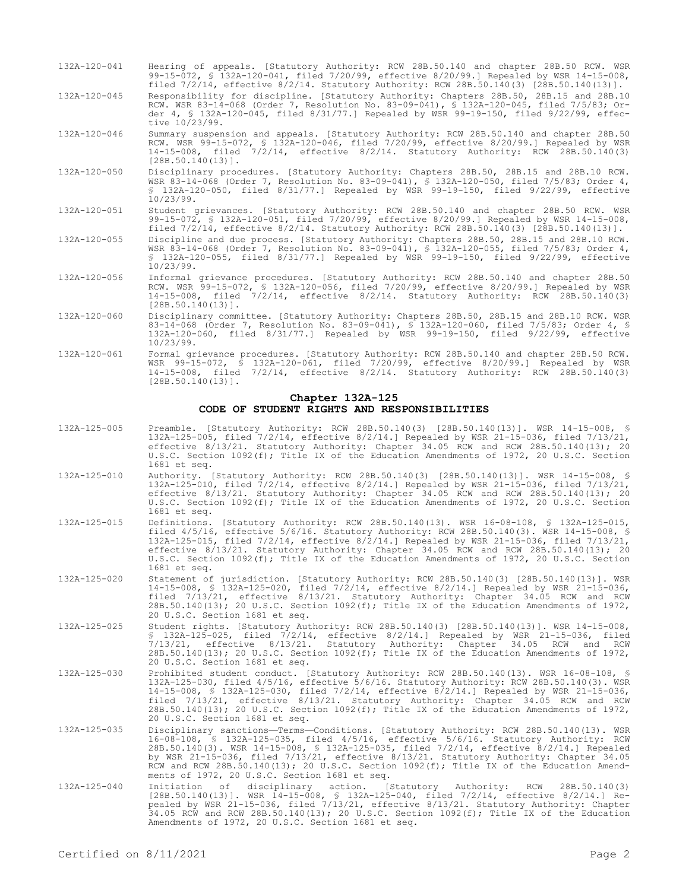132A-120-041 Hearing of appeals. [Statutory Authority: RCW 28B.50.140 and chapter 28B.50 RCW. WSR 99-15-072, § 132A-120-041, filed 7/20/99, effective 8/20/99.] Repealed by WSR 14-15-008, filed 7/2/14, effective 8/2/14. Statutory Authority: RCW 28B.50.140(3) [28B.50.140(13)].

132A-120-045 Responsibility for discipline. [Statutory Authority: Chapters 28B.50, 28B.15 and 28B.10 RCW. WSR 83-14-068 (Order 7, Resolution No. 83-09-041), § 132A-120-045, filed 7/5/83; Order 4, § 132A-120-045, filed 8/31/77.] Repealed by WSR 99-19-150, filed 9/22/99, effective 10/23/99.

132A-120-046 Summary suspension and appeals. [Statutory Authority: RCW 28B.50.140 and chapter 28B.50 RCW. WSR 99-15-072, § 132A-120-046, filed 7/20/99, effective 8/20/99.] Repealed by WSR 14-15-008, filed 7/2/14, effective 8/2/14. Statutory Authority: RCW 28B.50.140(3) [28B.50.140(13)].

132A-120-050 Disciplinary procedures. [Statutory Authority: Chapters 28B.50, 28B.15 and 28B.10 RCW. WSR 83-14-068 (Order 7, Resolution No. 83-09-041), § 132A-120-050, filed 7/5/83; Order 4, § 132A-120-050, filed 8/31/77.] Repealed by WSR 99-19-150, filed 9/22/99, effective 10/23/99.

132A-120-051 Student grievances. [Statutory Authority: RCW 28B.50.140 and chapter 28B.50 RCW. WSR 99-15-072, § 132A-120-051, filed 7/20/99, effective 8/20/99.] Repealed by WSR 14-15-008, filed 7/2/14, effective 8/2/14. Statutory Authority: RCW 28B.50.140(3) [28B.50.140(13)].

132A-120-055 Discipline and due process. [Statutory Authority: Chapters 28B.50, 28B.15 and 28B.10 RCW. WSR 83-14-068 (Order 7, Resolution No. 83-09-041), § 132A-120-055, filed 7/5/83; Order 4, § 132A-120-055, filed 8/31/77.] Repealed by WSR 99-19-150, filed 9/22/99, effective 10/23/99.

132A-120-056 Informal grievance procedures. [Statutory Authority: RCW 28B.50.140 and chapter 28B.50 RCW. WSR 99-15-072, § 132A-120-056, filed 7/20/99, effective 8/20/99.] Repealed by WSR 14-15-008, filed 7/2/14, effective 8/2/14. Statutory Authority: RCW 28B.50.140(3) [28B.50.140(13)].

132A-120-060 Disciplinary committee. [Statutory Authority: Chapters 28B.50, 28B.15 and 28B.10 RCW. WSR 83-14-068 (Order 7, Resolution No. 83-09-041), § 132A-120-060, filed 7/5/83; Order 4, § 132A-120-060, filed 8/31/77.] Repealed by WSR 99-19-150, filed 9/22/99, effective 10/23/99.

132A-120-061 Formal grievance procedures. [Statutory Authority: RCW 28B.50.140 and chapter 28B.50 RCW. WSR 99-15-072, § 132A-120-061, filed 7/20/99, effective 8/20/99.] Repealed by WSR 14-15-008, filed 7/2/14, effective 8/2/14. Statutory Authority: RCW 28B.50.140(3) [28B.50.140(13)].

## Chapter 132A-125
## CODE OF STUDENT RIGHTS AND RESPONSIBILITIES

132A-125-005 Preamble. [Statutory Authority: RCW 28B.50.140(3) [28B.50.140(13)]. WSR 14-15-008, § 132A-125-005, filed 7/2/14, effective 8/2/14.] Repealed by WSR 21-15-036, filed 7/13/21, effective 8/13/21. Statutory Authority: Chapter 34.05 RCW and RCW 28B.50.140(13); 20 U.S.C. Section 1092(f); Title IX of the Education Amendments of 1972, 20 U.S.C. Section 1681 et seq.

132A-125-010 Authority. [Statutory Authority: RCW 28B.50.140(3) [28B.50.140(13)]. WSR 14-15-008, § 132A-125-010, filed 7/2/14, effective 8/2/14.] Repealed by WSR 21-15-036, filed 7/13/21, effective 8/13/21. Statutory Authority: Chapter 34.05 RCW and RCW 28B.50.140(13); 20 U.S.C. Section 1092(f); Title IX of the Education Amendments of 1972, 20 U.S.C. Section 1681 et seq.

132A-125-015 Definitions. [Statutory Authority: RCW 28B.50.140(13). WSR 16-08-108, § 132A-125-015, filed 4/5/16, effective 5/6/16. Statutory Authority: RCW 28B.50.140(3). WSR 14-15-008, § 132A-125-015, filed 7/2/14, effective 8/2/14.] Repealed by WSR 21-15-036, filed 7/13/21, effective 8/13/21. Statutory Authority: Chapter 34.05 RCW and RCW 28B.50.140(13); 20 U.S.C. Section 1092(f); Title IX of the Education Amendments of 1972, 20 U.S.C. Section 1681 et seq.

132A-125-020 Statement of jurisdiction. [Statutory Authority: RCW 28B.50.140(3) [28B.50.140(13)]. WSR 14-15-008, § 132A-125-020, filed 7/2/14, effective 8/2/14.] Repealed by WSR 21-15-036, filed 7/13/21, effective 8/13/21. Statutory Authority: Chapter 34.05 RCW and RCW 28B.50.140(13); 20 U.S.C. Section 1092(f); Title IX of the Education Amendments of 1972, 20 U.S.C. Section 1681 et seq.

132A-125-025 Student rights. [Statutory Authority: RCW 28B.50.140(3) [28B.50.140(13)]. WSR 14-15-008, § 132A-125-025, filed 7/2/14, effective 8/2/14.] Repealed by WSR 21-15-036, filed 7/13/21, effective 8/13/21. Statutory Authority: Chapter 34.05 RCW and RCW 28B.50.140(13); 20 U.S.C. Section 1092(f); Title IX of the Education Amendments of 1972, 20 U.S.C. Section 1681 et seq.

132A-125-030 Prohibited student conduct. [Statutory Authority: RCW 28B.50.140(13). WSR 16-08-108, § 132A-125-030, filed 4/5/16, effective 5/6/16. Statutory Authority: RCW 28B.50.140(3). WSR 14-15-008, § 132A-125-030, filed 7/2/14, effective 8/2/14.] Repealed by WSR 21-15-036, filed 7/13/21, effective 8/13/21. Statutory Authority: Chapter 34.05 RCW and RCW 28B.50.140(13); 20 U.S.C. Section 1092(f); Title IX of the Education Amendments of 1972, 20 U.S.C. Section 1681 et seq.

132A-125-035 Disciplinary sanctions—Terms—Conditions. [Statutory Authority: RCW 28B.50.140(13). WSR 16-08-108, § 132A-125-035, filed 4/5/16, effective 5/6/16. Statutory Authority: RCW 28B.50.140(3). WSR 14-15-008, § 132A-125-035, filed 7/2/14, effective 8/2/14.] Repealed by WSR 21-15-036, filed 7/13/21, effective 8/13/21. Statutory Authority: Chapter 34.05 RCW and RCW 28B.50.140(13); 20 U.S.C. Section 1092(f); Title IX of the Education Amendments of 1972, 20 U.S.C. Section 1681 et seq.

132A-125-040 Initiation of disciplinary action. [Statutory Authority: RCW 28B.50.140(3) [28B.50.140(13)]. WSR 14-15-008, § 132A-125-040, filed 7/2/14, effective 8/2/14.] Repealed by WSR 21-15-036, filed 7/13/21, effective 8/13/21. Statutory Authority: Chapter 34.05 RCW and RCW 28B.50.140(13); 20 U.S.C. Section 1092(f); Title IX of the Education Amendments of 1972, 20 U.S.C. Section 1681 et seq.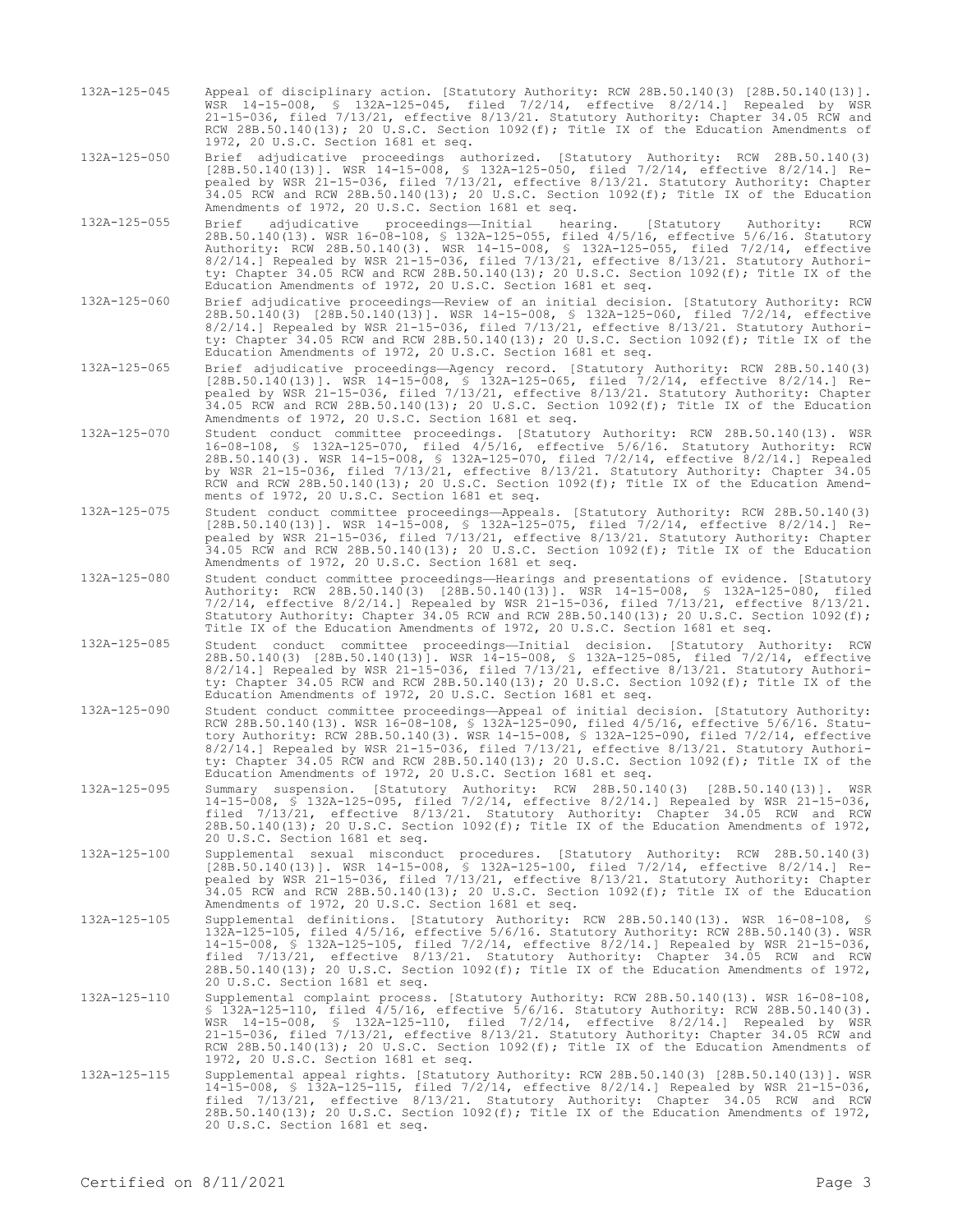132A-125-045 Appeal of disciplinary action. [Statutory Authority: RCW 28B.50.140(3) [28B.50.140(13)]. WSR 14-15-008, § 132A-125-045, filed 7/2/14, effective 8/2/14.] Repealed by WSR 21-15-036, filed 7/13/21, effective 8/13/21. Statutory Authority: Chapter 34.05 RCW and RCW 28B.50.140(13); 20 U.S.C. Section 1092(f); Title IX of the Education Amendments of 1972, 20 U.S.C. Section 1681 et seq.

132A-125-050 Brief adjudicative proceedings authorized. [Statutory Authority: RCW 28B.50.140(3) [28B.50.140(13)]. WSR 14-15-008, § 132A-125-050, filed 7/2/14, effective 8/2/14.] Repealed by WSR 21-15-036, filed 7/13/21, effective 8/13/21. Statutory Authority: Chapter 34.05 RCW and RCW 28B.50.140(13); 20 U.S.C. Section 1092(f); Title IX of the Education Amendments of 1972, 20 U.S.C. Section 1681 et seq.

132A-125-055 Brief adjudicative proceedings—Initial hearing. [Statutory Authority: RCW 28B.50.140(13). WSR 16-08-108, § 132A-125-055, filed 4/5/16, effective 5/6/16. Statutory Authority: RCW 28B.50.140(3). WSR 14-15-008, § 132A-125-055, filed 7/2/14, effective 8/2/14.] Repealed by WSR 21-15-036, filed 7/13/21, effective 8/13/21. Statutory Authority: Chapter 34.05 RCW and RCW 28B.50.140(13); 20 U.S.C. Section 1092(f); Title IX of the Education Amendments of 1972, 20 U.S.C. Section 1681 et seq.

132A-125-060 Brief adjudicative proceedings—Review of an initial decision. [Statutory Authority: RCW 28B.50.140(3) [28B.50.140(13)]. WSR 14-15-008, § 132A-125-060, filed 7/2/14, effective 8/2/14.] Repealed by WSR 21-15-036, filed 7/13/21, effective 8/13/21. Statutory Authority: Chapter 34.05 RCW and RCW 28B.50.140(13); 20 U.S.C. Section 1092(f); Title IX of the Education Amendments of 1972, 20 U.S.C. Section 1681 et seq.

132A-125-065 Brief adjudicative proceedings—Agency record. [Statutory Authority: RCW 28B.50.140(3) [28B.50.140(13)]. WSR 14-15-008, § 132A-125-065, filed 7/2/14, effective 8/2/14.] Repealed by WSR 21-15-036, filed 7/13/21, effective 8/13/21. Statutory Authority: Chapter 34.05 RCW and RCW 28B.50.140(13); 20 U.S.C. Section 1092(f); Title IX of the Education Amendments of 1972, 20 U.S.C. Section 1681 et seq.

132A-125-070 Student conduct committee proceedings. [Statutory Authority: RCW 28B.50.140(13). WSR 16-08-108, § 132A-125-070, filed 4/5/16, effective 5/6/16. Statutory Authority: RCW 28B.50.140(3). WSR 14-15-008, § 132A-125-070, filed 7/2/14, effective 8/2/14.] Repealed by WSR 21-15-036, filed 7/13/21, effective 8/13/21. Statutory Authority: Chapter 34.05 RCW and RCW 28B.50.140(13); 20 U.S.C. Section 1092(f); Title IX of the Education Amendments of 1972, 20 U.S.C. Section 1681 et seq.

132A-125-075 Student conduct committee proceedings—Appeals. [Statutory Authority: RCW 28B.50.140(3) [28B.50.140(13)]. WSR 14-15-008, § 132A-125-075, filed 7/2/14, effective 8/2/14.] Repealed by WSR 21-15-036, filed 7/13/21, effective 8/13/21. Statutory Authority: Chapter 34.05 RCW and RCW 28B.50.140(13); 20 U.S.C. Section 1092(f); Title IX of the Education Amendments of 1972, 20 U.S.C. Section 1681 et seq.

132A-125-080 Student conduct committee proceedings—Hearings and presentations of evidence. [Statutory Authority: RCW 28B.50.140(3) [28B.50.140(13)]. WSR 14-15-008, § 132A-125-080, filed 7/2/14, effective 8/2/14.] Repealed by WSR 21-15-036, filed 7/13/21, effective 8/13/21. Statutory Authority: Chapter 34.05 RCW and RCW 28B.50.140(13); 20 U.S.C. Section 1092(f); Title IX of the Education Amendments of 1972, 20 U.S.C. Section 1681 et seq.

132A-125-085 Student conduct committee proceedings—Initial decision. [Statutory Authority: RCW 28B.50.140(3) [28B.50.140(13)]. WSR 14-15-008, § 132A-125-085, filed 7/2/14, effective 8/2/14.] Repealed by WSR 21-15-036, filed 7/13/21, effective 8/13/21. Statutory Authority: Chapter 34.05 RCW and RCW 28B.50.140(13); 20 U.S.C. Section 1092(f); Title IX of the Education Amendments of 1972, 20 U.S.C. Section 1681 et seq.

132A-125-090 Student conduct committee proceedings—Appeal of initial decision. [Statutory Authority: RCW 28B.50.140(13). WSR 16-08-108, § 132A-125-090, filed 4/5/16, effective 5/6/16. Statutory Authority: RCW 28B.50.140(3). WSR 14-15-008, § 132A-125-090, filed 7/2/14, effective 8/2/14.] Repealed by WSR 21-15-036, filed 7/13/21, effective 8/13/21. Statutory Authority: Chapter 34.05 RCW and RCW 28B.50.140(13); 20 U.S.C. Section 1092(f); Title IX of the Education Amendments of 1972, 20 U.S.C. Section 1681 et seq.

132A-125-095 Summary suspension. [Statutory Authority: RCW 28B.50.140(3) [28B.50.140(13)]. WSR 14-15-008, § 132A-125-095, filed 7/2/14, effective 8/2/14.] Repealed by WSR 21-15-036, filed 7/13/21, effective 8/13/21. Statutory Authority: Chapter 34.05 RCW and RCW 28B.50.140(13); 20 U.S.C. Section 1092(f); Title IX of the Education Amendments of 1972, 20 U.S.C. Section 1681 et seq.

132A-125-100 Supplemental sexual misconduct procedures. [Statutory Authority: RCW 28B.50.140(3) [28B.50.140(13)]. WSR 14-15-008, § 132A-125-100, filed 7/2/14, effective 8/2/14.] Repealed by WSR 21-15-036, filed 7/13/21, effective 8/13/21. Statutory Authority: Chapter 34.05 RCW and RCW 28B.50.140(13); 20 U.S.C. Section 1092(f); Title IX of the Education Amendments of 1972, 20 U.S.C. Section 1681 et seq.

132A-125-105 Supplemental definitions. [Statutory Authority: RCW 28B.50.140(13). WSR 16-08-108, § 132A-125-105, filed 4/5/16, effective 5/6/16. Statutory Authority: RCW 28B.50.140(3). WSR 14-15-008, § 132A-125-105, filed 7/2/14, effective 8/2/14.] Repealed by WSR 21-15-036, filed 7/13/21, effective 8/13/21. Statutory Authority: Chapter 34.05 RCW and RCW 28B.50.140(13); 20 U.S.C. Section 1092(f); Title IX of the Education Amendments of 1972, 20 U.S.C. Section 1681 et seq.

132A-125-110 Supplemental complaint process. [Statutory Authority: RCW 28B.50.140(13). WSR 16-08-108, § 132A-125-110, filed 4/5/16, effective 5/6/16. Statutory Authority: RCW 28B.50.140(3). WSR 14-15-008, § 132A-125-110, filed 7/2/14, effective 8/2/14.] Repealed by WSR 21-15-036, filed 7/13/21, effective 8/13/21. Statutory Authority: Chapter 34.05 RCW and RCW 28B.50.140(13); 20 U.S.C. Section 1092(f); Title IX of the Education Amendments of 1972, 20 U.S.C. Section 1681 et seq.

132A-125-115 Supplemental appeal rights. [Statutory Authority: RCW 28B.50.140(3) [28B.50.140(13)]. WSR 14-15-008, § 132A-125-115, filed 7/2/14, effective 8/2/14.] Repealed by WSR 21-15-036, filed 7/13/21, effective 8/13/21. Statutory Authority: Chapter 34.05 RCW and RCW 28B.50.140(13); 20 U.S.C. Section 1092(f); Title IX of the Education Amendments of 1972, 20 U.S.C. Section 1681 et seq.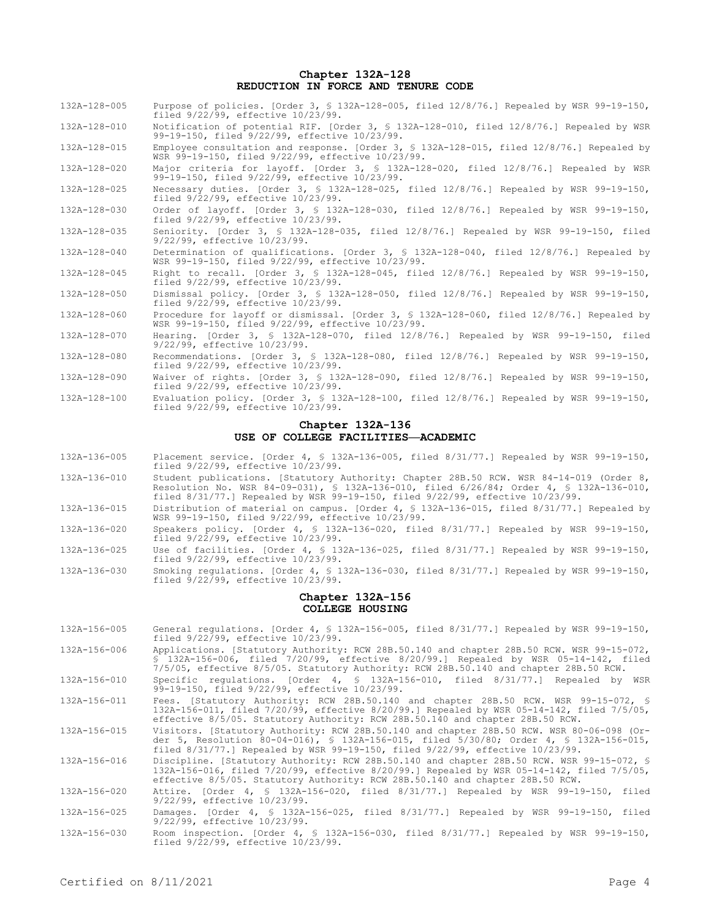## Chapter 132A-128
## REDUCTION IN FORCE AND TENURE CODE

132A-128-005 Purpose of policies. [Order 3, § 132A-128-005, filed 12/8/76.] Repealed by WSR 99-19-150, filed 9/22/99, effective 10/23/99.

132A-128-010 Notification of potential RIF. [Order 3, § 132A-128-010, filed 12/8/76.] Repealed by WSR 99-19-150, filed 9/22/99, effective 10/23/99.

132A-128-015 Employee consultation and response. [Order 3, § 132A-128-015, filed 12/8/76.] Repealed by WSR 99-19-150, filed 9/22/99, effective 10/23/99.

132A-128-020 Major criteria for layoff. [Order 3, § 132A-128-020, filed 12/8/76.] Repealed by WSR 99-19-150, filed 9/22/99, effective 10/23/99.

132A-128-025 Necessary duties. [Order 3, § 132A-128-025, filed 12/8/76.] Repealed by WSR 99-19-150, filed 9/22/99, effective 10/23/99.

132A-128-030 Order of layoff. [Order 3, § 132A-128-030, filed 12/8/76.] Repealed by WSR 99-19-150, filed 9/22/99, effective 10/23/99.

132A-128-035 Seniority. [Order 3, § 132A-128-035, filed 12/8/76.] Repealed by WSR 99-19-150, filed 9/22/99, effective 10/23/99.

132A-128-040 Determination of qualifications. [Order 3, § 132A-128-040, filed 12/8/76.] Repealed by WSR 99-19-150, filed 9/22/99, effective 10/23/99.

132A-128-045 Right to recall. [Order 3, § 132A-128-045, filed 12/8/76.] Repealed by WSR 99-19-150, filed 9/22/99, effective 10/23/99.

132A-128-050 Dismissal policy. [Order 3, § 132A-128-050, filed 12/8/76.] Repealed by WSR 99-19-150, filed 9/22/99, effective 10/23/99.

132A-128-060 Procedure for layoff or dismissal. [Order 3, § 132A-128-060, filed 12/8/76.] Repealed by WSR 99-19-150, filed 9/22/99, effective 10/23/99.

132A-128-070 Hearing. [Order 3, § 132A-128-070, filed 12/8/76.] Repealed by WSR 99-19-150, filed 9/22/99, effective 10/23/99.

132A-128-080 Recommendations. [Order 3, § 132A-128-080, filed 12/8/76.] Repealed by WSR 99-19-150, filed 9/22/99, effective 10/23/99.

132A-128-090 Waiver of rights. [Order 3, § 132A-128-090, filed 12/8/76.] Repealed by WSR 99-19-150, filed 9/22/99, effective 10/23/99.

132A-128-100 Evaluation policy. [Order 3, § 132A-128-100, filed 12/8/76.] Repealed by WSR 99-19-150, filed 9/22/99, effective 10/23/99.

## Chapter 132A-136
## USE OF COLLEGE FACILITIES—ACADEMIC

132A-136-005 Placement service. [Order 4, § 132A-136-005, filed 8/31/77.] Repealed by WSR 99-19-150, filed 9/22/99, effective 10/23/99.

132A-136-010 Student publications. [Statutory Authority: Chapter 28B.50 RCW. WSR 84-14-019 (Order 8, Resolution No. WSR 84-09-031), § 132A-136-010, filed 6/26/84; Order 4, § 132A-136-010, filed 8/31/77.] Repealed by WSR 99-19-150, filed 9/22/99, effective 10/23/99.

132A-136-015 Distribution of material on campus. [Order 4, § 132A-136-015, filed 8/31/77.] Repealed by WSR 99-19-150, filed 9/22/99, effective 10/23/99.

132A-136-020 Speakers policy. [Order 4, § 132A-136-020, filed 8/31/77.] Repealed by WSR 99-19-150, filed 9/22/99, effective 10/23/99.

132A-136-025 Use of facilities. [Order 4, § 132A-136-025, filed 8/31/77.] Repealed by WSR 99-19-150, filed 9/22/99, effective 10/23/99.

132A-136-030 Smoking regulations. [Order 4, § 132A-136-030, filed 8/31/77.] Repealed by WSR 99-19-150, filed 9/22/99, effective 10/23/99.

## Chapter 132A-156
## COLLEGE HOUSING

132A-156-005 General regulations. [Order 4, § 132A-156-005, filed 8/31/77.] Repealed by WSR 99-19-150, filed 9/22/99, effective 10/23/99.

132A-156-006 Applications. [Statutory Authority: RCW 28B.50.140 and chapter 28B.50 RCW. WSR 99-15-072, § 132A-156-006, filed 7/20/99, effective 8/20/99.] Repealed by WSR 05-14-142, filed 7/5/05, effective 8/5/05. Statutory Authority: RCW 28B.50.140 and chapter 28B.50 RCW.

132A-156-010 Specific regulations. [Order 4, § 132A-156-010, filed 8/31/77.] Repealed by WSR 99-19-150, filed 9/22/99, effective 10/23/99.

132A-156-011 Fees. [Statutory Authority: RCW 28B.50.140 and chapter 28B.50 RCW. WSR 99-15-072, § 132A-156-011, filed 7/20/99, effective 8/20/99.] Repealed by WSR 05-14-142, filed 7/5/05, effective 8/5/05. Statutory Authority: RCW 28B.50.140 and chapter 28B.50 RCW.

132A-156-015 Visitors. [Statutory Authority: RCW 28B.50.140 and chapter 28B.50 RCW. WSR 80-06-098 (Order 5, Resolution 80-04-016), § 132A-156-015, filed 5/30/80; Order 4, § 132A-156-015, filed 8/31/77.] Repealed by WSR 99-19-150, filed 9/22/99, effective 10/23/99.

132A-156-016 Discipline. [Statutory Authority: RCW 28B.50.140 and chapter 28B.50 RCW. WSR 99-15-072, § 132A-156-016, filed 7/20/99, effective 8/20/99.] Repealed by WSR 05-14-142, filed 7/5/05, effective 8/5/05. Statutory Authority: RCW 28B.50.140 and chapter 28B.50 RCW.

132A-156-020 Attire. [Order 4, § 132A-156-020, filed 8/31/77.] Repealed by WSR 99-19-150, filed 9/22/99, effective 10/23/99.

132A-156-025 Damages. [Order 4, § 132A-156-025, filed 8/31/77.] Repealed by WSR 99-19-150, filed 9/22/99, effective 10/23/99.

132A-156-030 Room inspection. [Order 4, § 132A-156-030, filed 8/31/77.] Repealed by WSR 99-19-150, filed 9/22/99, effective 10/23/99.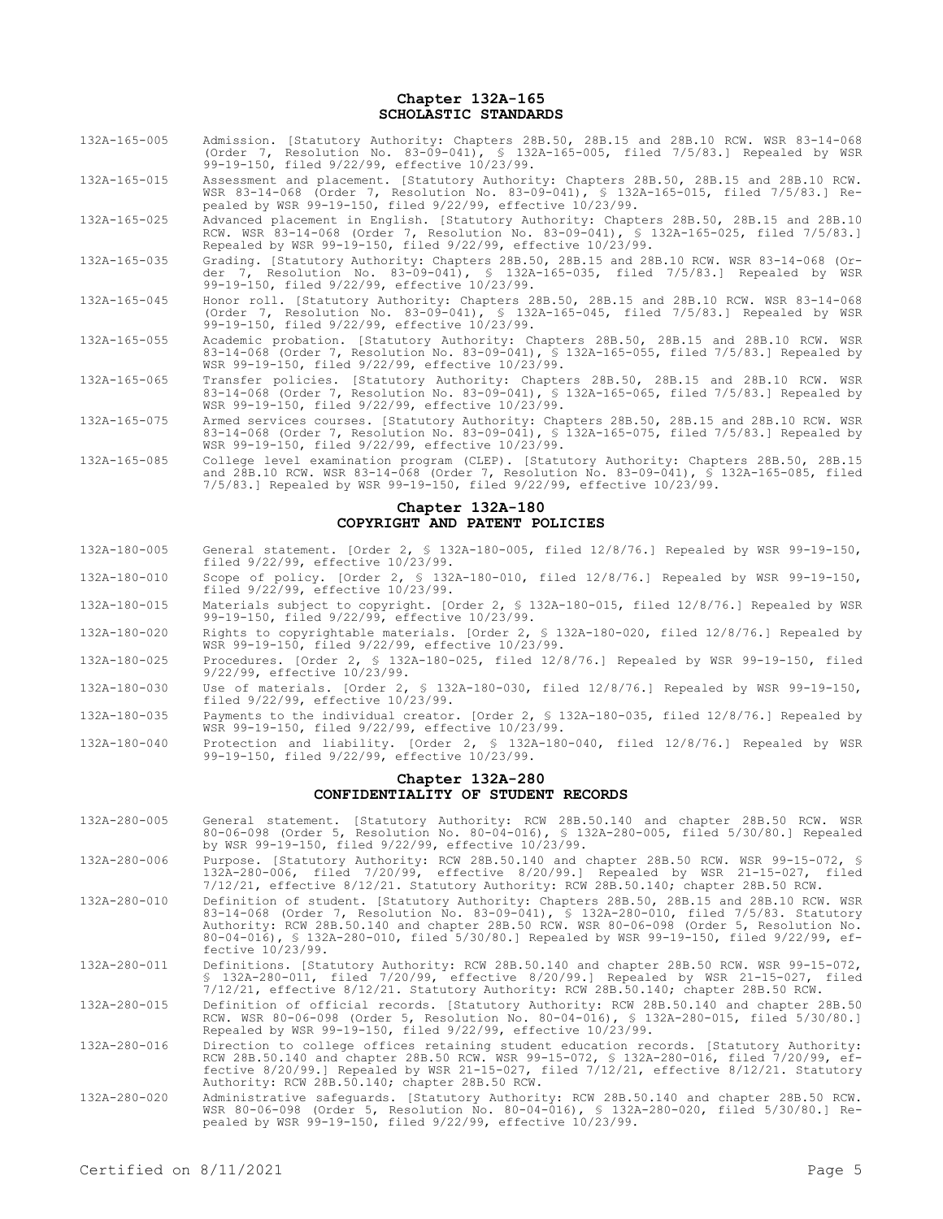## Chapter 132A-165
## SCHOLASTIC STANDARDS

132A-165-005 Admission. [Statutory Authority: Chapters 28B.50, 28B.15 and 28B.10 RCW. WSR 83-14-068 (Order 7, Resolution No. 83-09-041), § 132A-165-005, filed 7/5/83.] Repealed by WSR 99-19-150, filed 9/22/99, effective 10/23/99.

132A-165-015 Assessment and placement. [Statutory Authority: Chapters 28B.50, 28B.15 and 28B.10 RCW. WSR 83-14-068 (Order 7, Resolution No. 83-09-041), § 132A-165-015, filed 7/5/83.] Repealed by WSR 99-19-150, filed 9/22/99, effective 10/23/99.

132A-165-025 Advanced placement in English. [Statutory Authority: Chapters 28B.50, 28B.15 and 28B.10 RCW. WSR 83-14-068 (Order 7, Resolution No. 83-09-041), § 132A-165-025, filed 7/5/83.] Repealed by WSR 99-19-150, filed 9/22/99, effective 10/23/99.

132A-165-035 Grading. [Statutory Authority: Chapters 28B.50, 28B.15 and 28B.10 RCW. WSR 83-14-068 (Order 7, Resolution No. 83-09-041), § 132A-165-035, filed 7/5/83.] Repealed by WSR 99-19-150, filed 9/22/99, effective 10/23/99.

132A-165-045 Honor roll. [Statutory Authority: Chapters 28B.50, 28B.15 and 28B.10 RCW. WSR 83-14-068 (Order 7, Resolution No. 83-09-041), § 132A-165-045, filed 7/5/83.] Repealed by WSR 99-19-150, filed 9/22/99, effective 10/23/99.

132A-165-055 Academic probation. [Statutory Authority: Chapters 28B.50, 28B.15 and 28B.10 RCW. WSR 83-14-068 (Order 7, Resolution No. 83-09-041), § 132A-165-055, filed 7/5/83.] Repealed by WSR 99-19-150, filed 9/22/99, effective 10/23/99.

132A-165-065 Transfer policies. [Statutory Authority: Chapters 28B.50, 28B.15 and 28B.10 RCW. WSR 83-14-068 (Order 7, Resolution No. 83-09-041), § 132A-165-065, filed 7/5/83.] Repealed by WSR 99-19-150, filed 9/22/99, effective 10/23/99.

132A-165-075 Armed services courses. [Statutory Authority: Chapters 28B.50, 28B.15 and 28B.10 RCW. WSR 83-14-068 (Order 7, Resolution No. 83-09-041), § 132A-165-075, filed 7/5/83.] Repealed by WSR 99-19-150, filed 9/22/99, effective 10/23/99.

132A-165-085 College level examination program (CLEP). [Statutory Authority: Chapters 28B.50, 28B.15 and 28B.10 RCW. WSR 83-14-068 (Order 7, Resolution No. 83-09-041), § 132A-165-085, filed 7/5/83.] Repealed by WSR 99-19-150, filed 9/22/99, effective 10/23/99.

## Chapter 132A-180
## COPYRIGHT AND PATENT POLICIES

132A-180-005 General statement. [Order 2, § 132A-180-005, filed 12/8/76.] Repealed by WSR 99-19-150, filed 9/22/99, effective 10/23/99.

132A-180-010 Scope of policy. [Order 2, § 132A-180-010, filed 12/8/76.] Repealed by WSR 99-19-150, filed 9/22/99, effective 10/23/99.

132A-180-015 Materials subject to copyright. [Order 2, § 132A-180-015, filed 12/8/76.] Repealed by WSR 99-19-150, filed 9/22/99, effective 10/23/99.

132A-180-020 Rights to copyrightable materials. [Order 2, § 132A-180-020, filed 12/8/76.] Repealed by WSR 99-19-150, filed 9/22/99, effective 10/23/99.

132A-180-025 Procedures. [Order 2, § 132A-180-025, filed 12/8/76.] Repealed by WSR 99-19-150, filed 9/22/99, effective 10/23/99.

132A-180-030 Use of materials. [Order 2, § 132A-180-030, filed 12/8/76.] Repealed by WSR 99-19-150, filed 9/22/99, effective 10/23/99.

132A-180-035 Payments to the individual creator. [Order 2, § 132A-180-035, filed 12/8/76.] Repealed by WSR 99-19-150, filed 9/22/99, effective 10/23/99.

132A-180-040 Protection and liability. [Order 2, § 132A-180-040, filed 12/8/76.] Repealed by WSR 99-19-150, filed 9/22/99, effective 10/23/99.

## Chapter 132A-280
## CONFIDENTIALITY OF STUDENT RECORDS

132A-280-005 General statement. [Statutory Authority: RCW 28B.50.140 and chapter 28B.50 RCW. WSR 80-06-098 (Order 5, Resolution No. 80-04-016), § 132A-280-005, filed 5/30/80.] Repealed by WSR 99-19-150, filed 9/22/99, effective 10/23/99.

132A-280-006 Purpose. [Statutory Authority: RCW 28B.50.140 and chapter 28B.50 RCW. WSR 99-15-072, § 132A-280-006, filed 7/20/99, effective 8/20/99.] Repealed by WSR 21-15-027, filed 7/12/21, effective 8/12/21. Statutory Authority: RCW 28B.50.140; chapter 28B.50 RCW.

132A-280-010 Definition of student. [Statutory Authority: Chapters 28B.50, 28B.15 and 28B.10 RCW. WSR 83-14-068 (Order 7, Resolution No. 83-09-041), § 132A-280-010, filed 7/5/83. Statutory Authority: RCW 28B.50.140 and chapter 28B.50 RCW. WSR 80-06-098 (Order 5, Resolution No. 80-04-016), § 132A-280-010, filed 5/30/80.] Repealed by WSR 99-19-150, filed 9/22/99, effective 10/23/99.

132A-280-011 Definitions. [Statutory Authority: RCW 28B.50.140 and chapter 28B.50 RCW. WSR 99-15-072, § 132A-280-011, filed 7/20/99, effective 8/20/99.] Repealed by WSR 21-15-027, filed 7/12/21, effective 8/12/21. Statutory Authority: RCW 28B.50.140; chapter 28B.50 RCW.

132A-280-015 Definition of official records. [Statutory Authority: RCW 28B.50.140 and chapter 28B.50 RCW. WSR 80-06-098 (Order 5, Resolution No. 80-04-016), § 132A-280-015, filed 5/30/80.] Repealed by WSR 99-19-150, filed 9/22/99, effective 10/23/99.

132A-280-016 Direction to college offices retaining student education records. [Statutory Authority: RCW 28B.50.140 and chapter 28B.50 RCW. WSR 99-15-072, § 132A-280-016, filed 7/20/99, effective 8/20/99.] Repealed by WSR 21-15-027, filed 7/12/21, effective 8/12/21. Statutory Authority: RCW 28B.50.140; chapter 28B.50 RCW.

132A-280-020 Administrative safeguards. [Statutory Authority: RCW 28B.50.140 and chapter 28B.50 RCW. WSR 80-06-098 (Order 5, Resolution No. 80-04-016), § 132A-280-020, filed 5/30/80.] Repealed by WSR 99-19-150, filed 9/22/99, effective 10/23/99.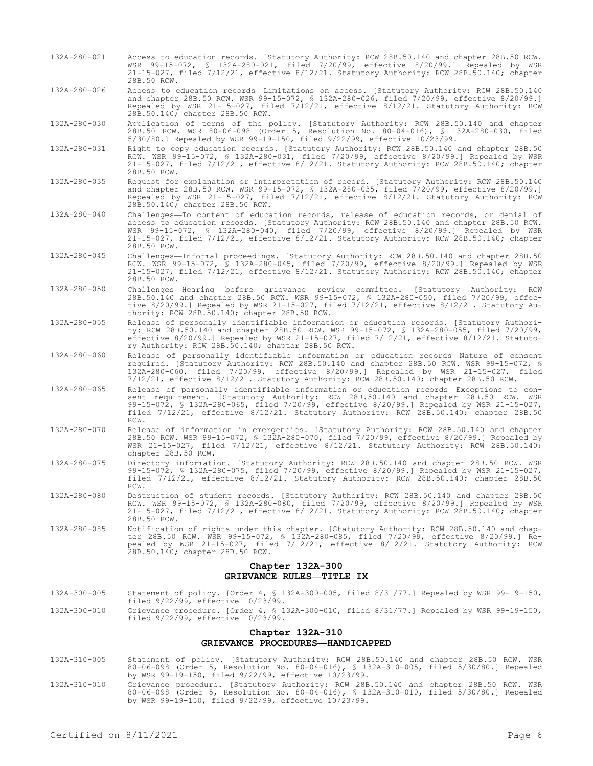132A-280-021 Access to education records. [Statutory Authority: RCW 28B.50.140 and chapter 28B.50 RCW. WSR 99-15-072, § 132A-280-021, filed 7/20/99, effective 8/20/99.] Repealed by WSR 21-15-027, filed 7/12/21, effective 8/12/21. Statutory Authority: RCW 28B.50.140; chapter 28B.50 RCW.

132A-280-026 Access to education records—Limitations on access. [Statutory Authority: RCW 28B.50.140 and chapter 28B.50 RCW. WSR 99-15-072, § 132A-280-026, filed 7/20/99, effective 8/20/99.] Repealed by WSR 21-15-027, filed 7/12/21, effective 8/12/21. Statutory Authority: RCW 28B.50.140; chapter 28B.50 RCW.

132A-280-030 Application of terms of the policy. [Statutory Authority: RCW 28B.50.140 and chapter 28B.50 RCW. WSR 80-06-098 (Order 5, Resolution No. 80-04-016), § 132A-280-030, filed 5/30/80.] Repealed by WSR 99-19-150, filed 9/22/99, effective 10/23/99.

132A-280-031 Right to copy education records. [Statutory Authority: RCW 28B.50.140 and chapter 28B.50 RCW. WSR 99-15-072, § 132A-280-031, filed 7/20/99, effective 8/20/99.] Repealed by WSR 21-15-027, filed 7/12/21, effective 8/12/21. Statutory Authority: RCW 28B.50.140; chapter 28B.50 RCW.

132A-280-035 Request for explanation or interpretation of record. [Statutory Authority: RCW 28B.50.140 and chapter 28B.50 RCW. WSR 99-15-072, § 132A-280-035, filed 7/20/99, effective 8/20/99.] Repealed by WSR 21-15-027, filed 7/12/21, effective 8/12/21. Statutory Authority: RCW 28B.50.140; chapter 28B.50 RCW.

132A-280-040 Challenges—To content of education records, release of education records, or denial of access to education records. [Statutory Authority: RCW 28B.50.140 and chapter 28B.50 RCW. WSR 99-15-072, § 132A-280-040, filed 7/20/99, effective 8/20/99.] Repealed by WSR 21-15-027, filed 7/12/21, effective 8/12/21. Statutory Authority: RCW 28B.50.140; chapter 28B.50 RCW.

132A-280-045 Challenges—Informal proceedings. [Statutory Authority: RCW 28B.50.140 and chapter 28B.50 RCW. WSR 99-15-072, § 132A-280-045, filed 7/20/99, effective 8/20/99.] Repealed by WSR 21-15-027, filed 7/12/21, effective 8/12/21. Statutory Authority: RCW 28B.50.140; chapter 28B.50 RCW.

132A-280-050 Challenges—Hearing before grievance review committee. [Statutory Authority: RCW 28B.50.140 and chapter 28B.50 RCW. WSR 99-15-072, § 132A-280-050, filed 7/20/99, effective 8/20/99.] Repealed by WSR 21-15-027, filed 7/12/21, effective 8/12/21. Statutory Authority: RCW 28B.50.140; chapter 28B.50 RCW.

132A-280-055 Release of personally identifiable information or education records. [Statutory Authority: RCW 28B.50.140 and chapter 28B.50 RCW. WSR 99-15-072, § 132A-280-055, filed 7/20/99, effective 8/20/99.] Repealed by WSR 21-15-027, filed 7/12/21, effective 8/12/21. Statutory Authority: RCW 28B.50.140; chapter 28B.50 RCW.

132A-280-060 Release of personally identifiable information or education records—Nature of consent required. [Statutory Authority: RCW 28B.50.140 and chapter 28B.50 RCW. WSR 99-15-072, § 132A-280-060, filed 7/20/99, effective 8/20/99.] Repealed by WSR 21-15-027, filed 7/12/21, effective 8/12/21. Statutory Authority: RCW 28B.50.140; chapter 28B.50 RCW.

132A-280-065 Release of personally identifiable information or education records—Exceptions to consent requirement. [Statutory Authority: RCW 28B.50.140 and chapter 28B.50 RCW. WSR 99-15-072, § 132A-280-065, filed 7/20/99, effective 8/20/99.] Repealed by WSR 21-15-027, filed 7/12/21, effective 8/12/21. Statutory Authority: RCW 28B.50.140; chapter 28B.50 RCW.

132A-280-070 Release of information in emergencies. [Statutory Authority: RCW 28B.50.140 and chapter 28B.50 RCW. WSR 99-15-072, § 132A-280-070, filed 7/20/99, effective 8/20/99.] Repealed by WSR 21-15-027, filed 7/12/21, effective 8/12/21. Statutory Authority: RCW 28B.50.140; chapter 28B.50 RCW.

132A-280-075 Directory information. [Statutory Authority: RCW 28B.50.140 and chapter 28B.50 RCW. WSR 99-15-072, § 132A-280-075, filed 7/20/99, effective 8/20/99.] Repealed by WSR 21-15-027, filed 7/12/21, effective 8/12/21. Statutory Authority: RCW 28B.50.140; chapter 28B.50 RCW.

132A-280-080 Destruction of student records. [Statutory Authority: RCW 28B.50.140 and chapter 28B.50 RCW. WSR 99-15-072, § 132A-280-080, filed 7/20/99, effective 8/20/99.] Repealed by WSR 21-15-027, filed 7/12/21, effective 8/12/21. Statutory Authority: RCW 28B.50.140; chapter 28B.50 RCW.

132A-280-085 Notification of rights under this chapter. [Statutory Authority: RCW 28B.50.140 and chapter 28B.50 RCW. WSR 99-15-072, § 132A-280-085, filed 7/20/99, effective 8/20/99.] Repealed by WSR 21-15-027, filed 7/12/21, effective 8/12/21. Statutory Authority: RCW 28B.50.140; chapter 28B.50 RCW.

## Chapter 132A-300
## GRIEVANCE RULES—TITLE IX

132A-300-005 Statement of policy. [Order 4, § 132A-300-005, filed 8/31/77.] Repealed by WSR 99-19-150, filed 9/22/99, effective 10/23/99.

132A-300-010 Grievance procedure. [Order 4, § 132A-300-010, filed 8/31/77.] Repealed by WSR 99-19-150, filed 9/22/99, effective 10/23/99.

## Chapter 132A-310
## GRIEVANCE PROCEDURES—HANDICAPPED

132A-310-005 Statement of policy. [Statutory Authority: RCW 28B.50.140 and chapter 28B.50 RCW. WSR 80-06-098 (Order 5, Resolution No. 80-04-016), § 132A-310-005, filed 5/30/80.] Repealed by WSR 99-19-150, filed 9/22/99, effective 10/23/99.

132A-310-010 Grievance procedure. [Statutory Authority: RCW 28B.50.140 and chapter 28B.50 RCW. WSR 80-06-098 (Order 5, Resolution No. 80-04-016), § 132A-310-010, filed 5/30/80.] Repealed by WSR 99-19-150, filed 9/22/99, effective 10/23/99.